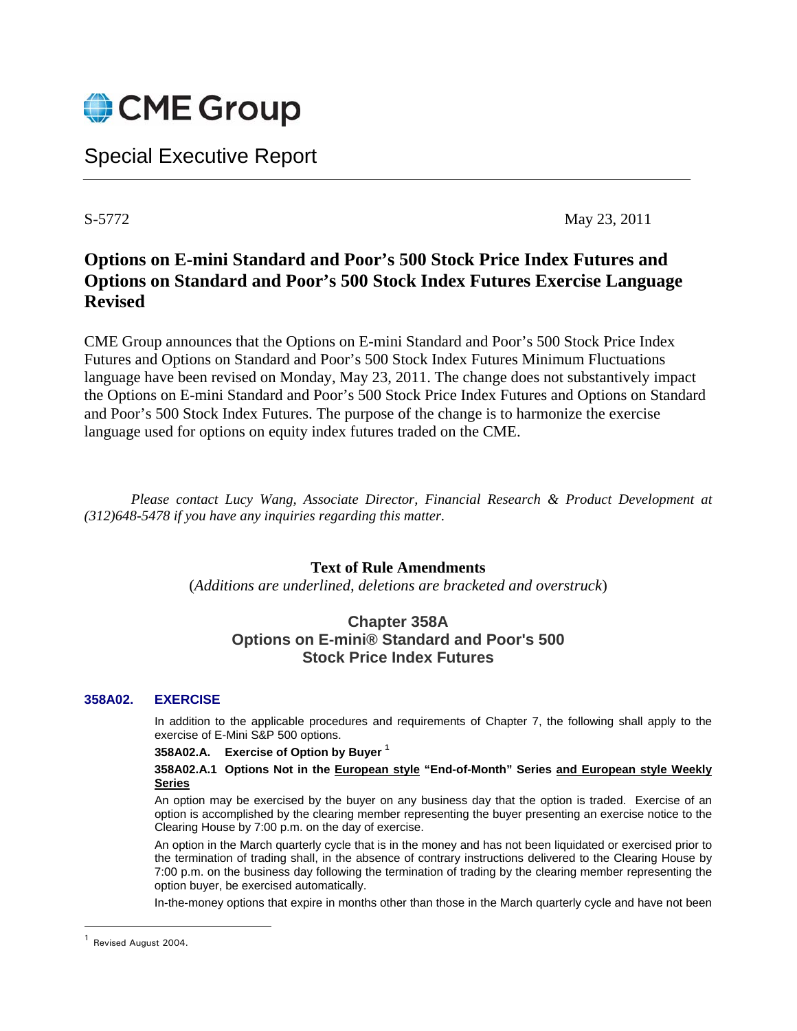CME Group

# Special Executive Report

S-5772 May 23, 2011

## Options on E-mini Standard and Poor's 500 Stock Price Index Futures and Options on Standard and Poor's 500 Stock Index Futures Exercise Language Revised

CME Group announces that the Options on E-mini Standard and Poor's 500 Stock Price Index Futures and Options on Standard and Poor's 500 Stock Index Futures Minimum Fluctuations language have been revised on Monday, May 23, 2011. The change does not substantively impact the Options on E-mini Standard and Poor's 500 Stock Price Index Futures and Options on Standard and Poor's 500 Stock Index Futures. The purpose of the change is to harmonize the exercise language used for options on equity index futures traded on the CME.

*Please contact Lucy Wang, Associate Director, Financial Research & Product Development at (312)648-5478 if you have any inquiries regarding this matter.*

**Text of Rule Amendments**

(*Additions are underlined, deletions are bracketed and overstruck*)

## Chapter 358A
## Options on E-mini® Standard and Poor's 500 Stock Price Index Futures

### 358A02. EXERCISE

In addition to the applicable procedures and requirements of Chapter 7, the following shall apply to the exercise of E-Mini S&P 500 options.

**358A02.A. Exercise of Option by Buyer** [1]

**358A02.A.1 Options Not in the <u>European style</u> "End-of-Month" Series <u>and European style Weekly Series</u>**

An option may be exercised by the buyer on any business day that the option is traded. Exercise of an option is accomplished by the clearing member representing the buyer presenting an exercise notice to the Clearing House by 7:00 p.m. on the day of exercise.

An option in the March quarterly cycle that is in the money and has not been liquidated or exercised prior to the termination of trading shall, in the absence of contrary instructions delivered to the Clearing House by 7:00 p.m. on the business day following the termination of trading by the clearing member representing the option buyer, be exercised automatically.

In-the-money options that expire in months other than those in the March quarterly cycle and have not been

---

[1] Revised August 2004.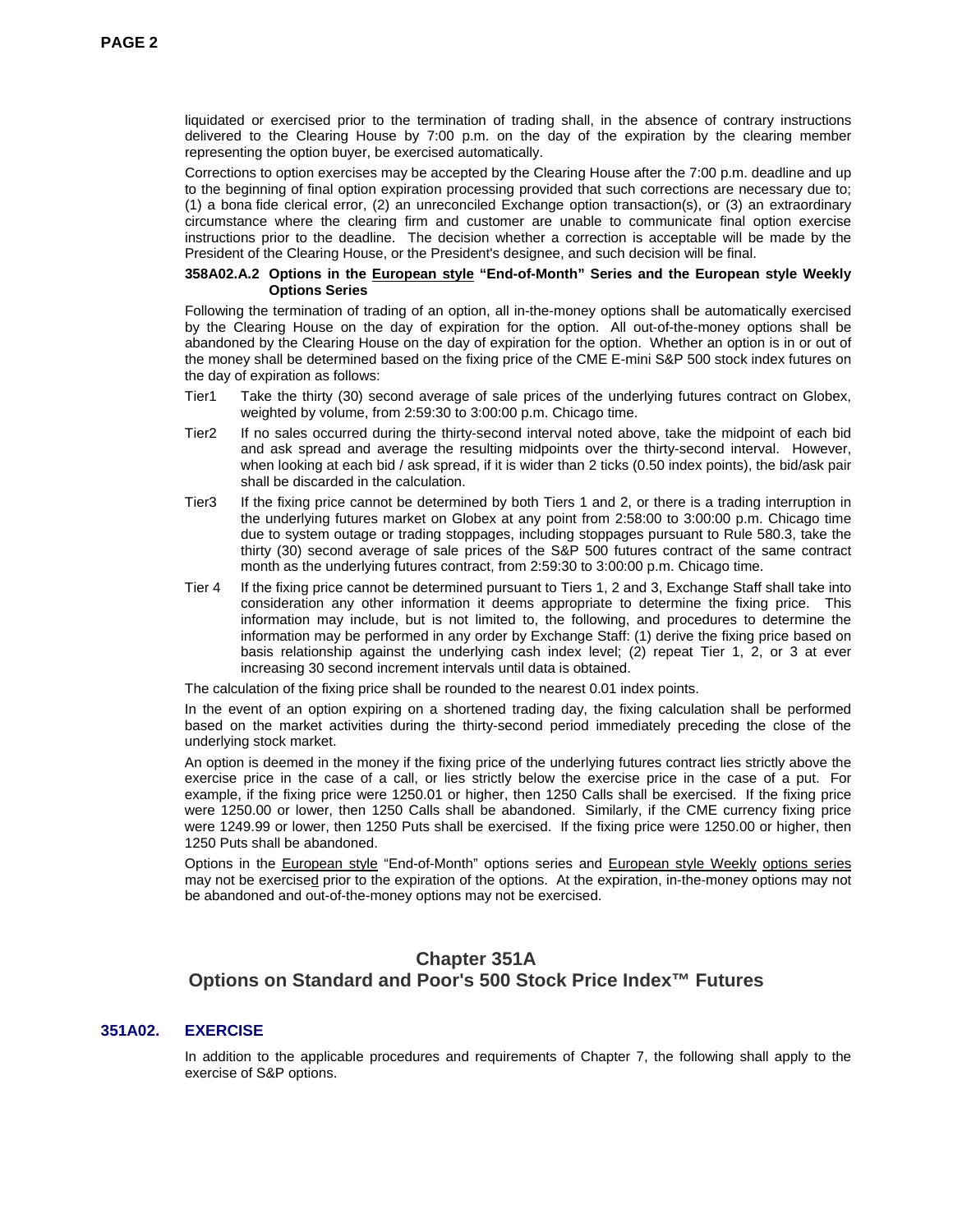liquidated or exercised prior to the termination of trading shall, in the absence of contrary instructions delivered to the Clearing House by 7:00 p.m. on the day of the expiration by the clearing member representing the option buyer, be exercised automatically.

Corrections to option exercises may be accepted by the Clearing House after the 7:00 p.m. deadline and up to the beginning of final option expiration processing provided that such corrections are necessary due to; (1) a bona fide clerical error, (2) an unreconciled Exchange option transaction(s), or (3) an extraordinary circumstance where the clearing firm and customer are unable to communicate final option exercise instructions prior to the deadline. The decision whether a correction is acceptable will be made by the President of the Clearing House, or the President's designee, and such decision will be final.

**358A02.A.2 Options in the European style "End-of-Month" Series and the European style Weekly Options Series**

Following the termination of trading of an option, all in-the-money options shall be automatically exercised by the Clearing House on the day of expiration for the option. All out-of-the-money options shall be abandoned by the Clearing House on the day of expiration for the option. Whether an option is in or out of the money shall be determined based on the fixing price of the CME E-mini S&P 500 stock index futures on the day of expiration as follows:

Tier1 Take the thirty (30) second average of sale prices of the underlying futures contract on Globex, weighted by volume, from 2:59:30 to 3:00:00 p.m. Chicago time.

Tier2 If no sales occurred during the thirty-second interval noted above, take the midpoint of each bid and ask spread and average the resulting midpoints over the thirty-second interval. However, when looking at each bid / ask spread, if it is wider than 2 ticks (0.50 index points), the bid/ask pair shall be discarded in the calculation.

Tier3 If the fixing price cannot be determined by both Tiers 1 and 2, or there is a trading interruption in the underlying futures market on Globex at any point from 2:58:00 to 3:00:00 p.m. Chicago time due to system outage or trading stoppages, including stoppages pursuant to Rule 580.3, take the thirty (30) second average of sale prices of the S&P 500 futures contract of the same contract month as the underlying futures contract, from 2:59:30 to 3:00:00 p.m. Chicago time.

Tier 4 If the fixing price cannot be determined pursuant to Tiers 1, 2 and 3, Exchange Staff shall take into consideration any other information it deems appropriate to determine the fixing price. This information may include, but is not limited to, the following, and procedures to determine the information may be performed in any order by Exchange Staff: (1) derive the fixing price based on basis relationship against the underlying cash index level; (2) repeat Tier 1, 2, or 3 at ever increasing 30 second increment intervals until data is obtained.

The calculation of the fixing price shall be rounded to the nearest 0.01 index points.

In the event of an option expiring on a shortened trading day, the fixing calculation shall be performed based on the market activities during the thirty-second period immediately preceding the close of the underlying stock market.

An option is deemed in the money if the fixing price of the underlying futures contract lies strictly above the exercise price in the case of a call, or lies strictly below the exercise price in the case of a put. For example, if the fixing price were 1250.01 or higher, then 1250 Calls shall be exercised. If the fixing price were 1250.00 or lower, then 1250 Calls shall be abandoned. Similarly, if the CME currency fixing price were 1249.99 or lower, then 1250 Puts shall be exercised. If the fixing price were 1250.00 or higher, then 1250 Puts shall be abandoned.

Options in the European style "End-of-Month" options series and European style Weekly options series may not be exercised prior to the expiration of the options. At the expiration, in-the-money options may not be abandoned and out-of-the-money options may not be exercised.

## Chapter 351A
## Options on Standard and Poor's 500 Stock Price Index™ Futures

### 351A02. EXERCISE

In addition to the applicable procedures and requirements of Chapter 7, the following shall apply to the exercise of S&P options.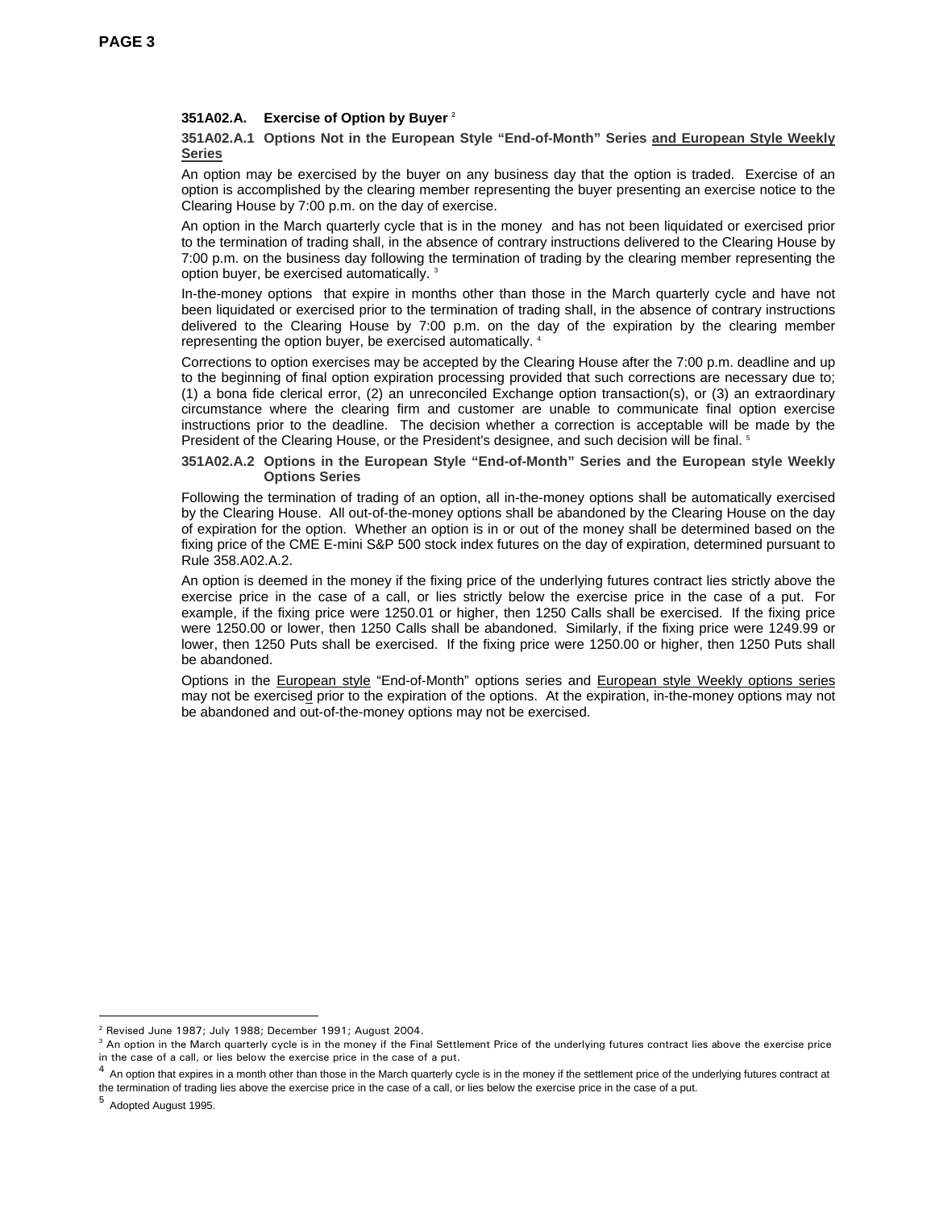### 351A02.A. Exercise of Option by Buyer [2]

**351A02.A.1 Options Not in the European Style "End-of-Month" Series and European Style Weekly Series**

An option may be exercised by the buyer on any business day that the option is traded. Exercise of an option is accomplished by the clearing member representing the buyer presenting an exercise notice to the Clearing House by 7:00 p.m. on the day of exercise.

An option in the March quarterly cycle that is in the money and has not been liquidated or exercised prior to the termination of trading shall, in the absence of contrary instructions delivered to the Clearing House by 7:00 p.m. on the business day following the termination of trading by the clearing member representing the option buyer, be exercised automatically. [3]

In-the-money options that expire in months other than those in the March quarterly cycle and have not been liquidated or exercised prior to the termination of trading shall, in the absence of contrary instructions delivered to the Clearing House by 7:00 p.m. on the day of the expiration by the clearing member representing the option buyer, be exercised automatically. [4]

Corrections to option exercises may be accepted by the Clearing House after the 7:00 p.m. deadline and up to the beginning of final option expiration processing provided that such corrections are necessary due to; (1) a bona fide clerical error, (2) an unreconciled Exchange option transaction(s), or (3) an extraordinary circumstance where the clearing firm and customer are unable to communicate final option exercise instructions prior to the deadline. The decision whether a correction is acceptable will be made by the President of the Clearing House, or the President's designee, and such decision will be final. [5]

**351A02.A.2 Options in the European Style "End-of-Month" Series and the European style Weekly Options Series**

Following the termination of trading of an option, all in-the-money options shall be automatically exercised by the Clearing House. All out-of-the-money options shall be abandoned by the Clearing House on the day of expiration for the option. Whether an option is in or out of the money shall be determined based on the fixing price of the CME E-mini S&P 500 stock index futures on the day of expiration, determined pursuant to Rule 358.A02.A.2.

An option is deemed in the money if the fixing price of the underlying futures contract lies strictly above the exercise price in the case of a call, or lies strictly below the exercise price in the case of a put. For example, if the fixing price were 1250.01 or higher, then 1250 Calls shall be exercised. If the fixing price were 1250.00 or lower, then 1250 Calls shall be abandoned. Similarly, if the fixing price were 1249.99 or lower, then 1250 Puts shall be exercised. If the fixing price were 1250.00 or higher, then 1250 Puts shall be abandoned.

Options in the European style "End-of-Month" options series and European style Weekly options series may not be exercised prior to the expiration of the options. At the expiration, in-the-money options may not be abandoned and out-of-the-money options may not be exercised.

---

[2] Revised June 1987; July 1988; December 1991; August 2004.

[3] An option in the March quarterly cycle is in the money if the Final Settlement Price of the underlying futures contract lies above the exercise price in the case of a call, or lies below the exercise price in the case of a put.

[4] An option that expires in a month other than those in the March quarterly cycle is in the money if the settlement price of the underlying futures contract at the termination of trading lies above the exercise price in the case of a call, or lies below the exercise price in the case of a put.

[5] Adopted August 1995.